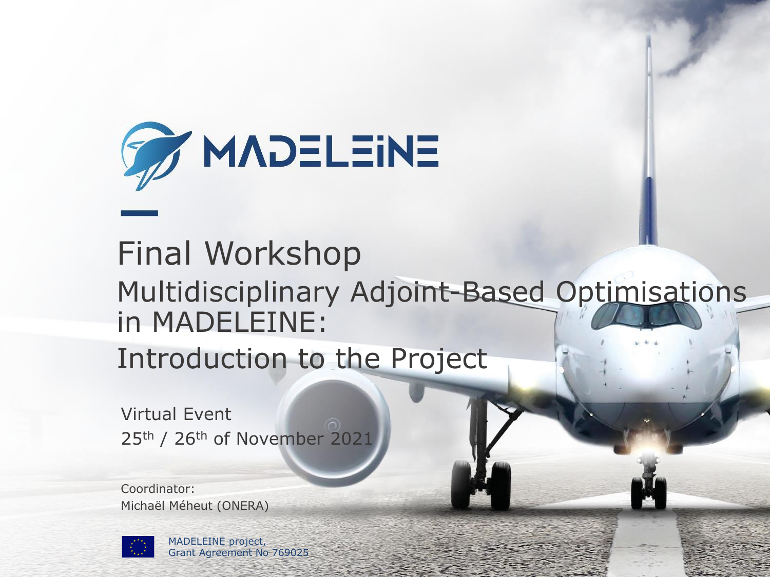# MADELEINE

## Final Workshop

Multidisciplinary Adjoint-Based Optimisations in MADELEINE:

Introduction to the Project

Virtual Event

25th / 26th of November 2021

Coordinator:
Michaël Méheut (ONERA)

MADELEINE project,
Grant Agreement No 769025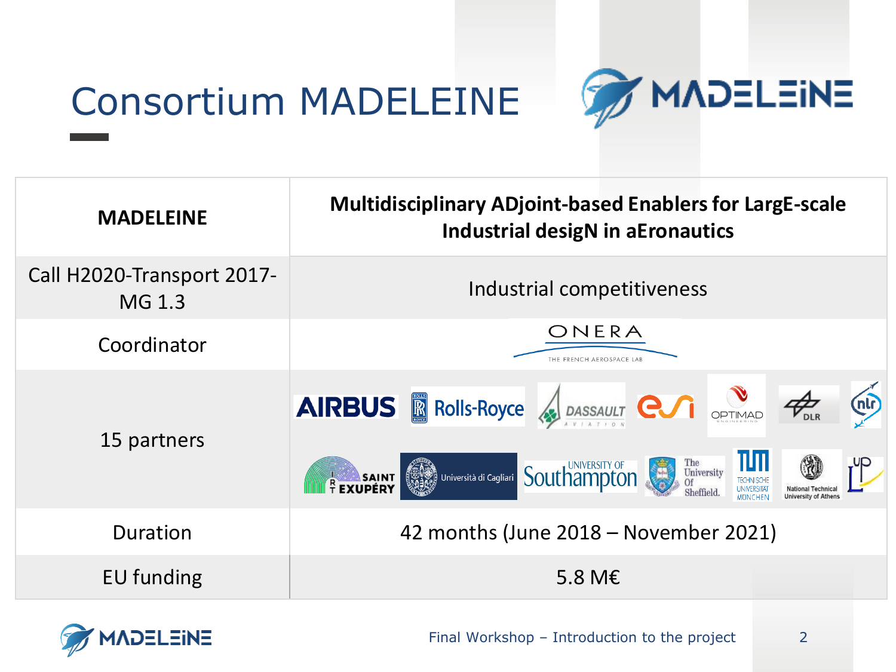# Consortium MADELEINE

| MADELEINE | Multidisciplinary ADjoint-based Enablers for LargE-scale Industrial desigN in aEronautics |
|---|---|
| Call H2020-Transport 2017-MG 1.3 | Industrial competitiveness |
| Coordinator | ONERA THE FRENCH AEROSPACE LAB |
| 15 partners | AIRBUS, Rolls-Royce, DASSAULT AVIATION, esi, OPTIMAD ENGINEERING, DLR, nlr, IRT SAINT EXUPÉRY, Università di Cagliari, UNIVERSITY OF Southampton, The University Of Sheffield, TECHNISCHE UNIVERSITÄT MÜNCHEN, National Technical University of Athens, UPL |
| Duration | 42 months (June 2018 – November 2021) |
| EU funding | 5.8 M€ |

Final Workshop – Introduction to the project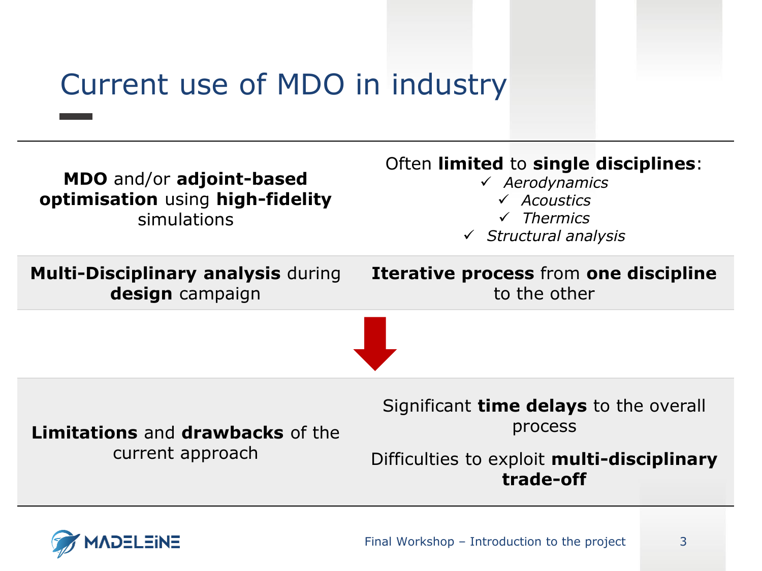# Current use of MDO in industry

| | |
|---|---|
| **MDO** and/or **adjoint-based optimisation** using **high-fidelity** simulations | Often **limited** to **single disciplines**: ✓ *Aerodynamics* ✓ *Acoustics* ✓ *Thermics* ✓ *Structural analysis* |
| **Multi-Disciplinary analysis** during **design** campaign | **Iterative process** from **one discipline** to the other |

↓

| | |
|---|---|
| **Limitations** and **drawbacks** of the current approach | Significant **time delays** to the overall process<br><br>Difficulties to exploit **multi-disciplinary trade-off** |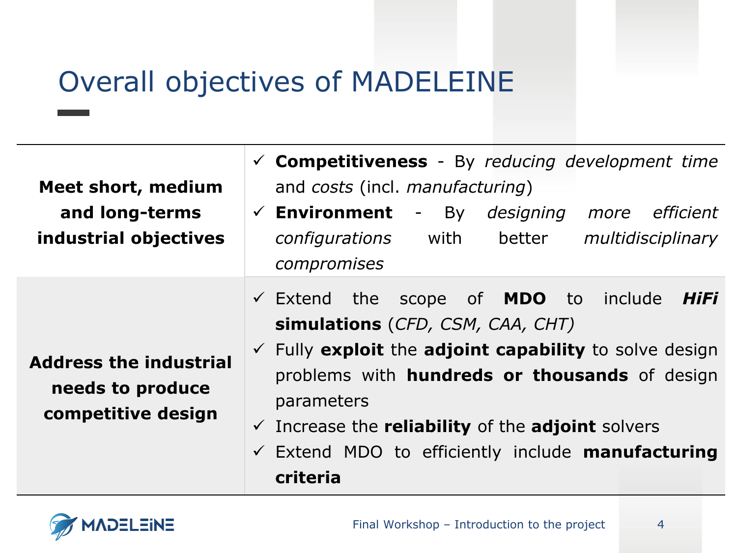# Overall objectives of MADELEINE

| | |
|---|---|
| **Meet short, medium and long-terms industrial objectives** | ✓ **Competitiveness** - By *reducing development time* and *costs* (incl. *manufacturing*)<br>✓ **Environment** - By *designing more efficient configurations* with better *multidisciplinary compromises* |
| **Address the industrial needs to produce competitive design** | ✓ Extend the scope of **MDO** to include ***HiFi* simulations** (*CFD, CSM, CAA, CHT)*<br>✓ Fully **exploit** the **adjoint capability** to solve design problems with **hundreds or thousands** of design parameters<br>✓ Increase the **reliability** of the **adjoint** solvers<br>✓ Extend MDO to efficiently include **manufacturing criteria** |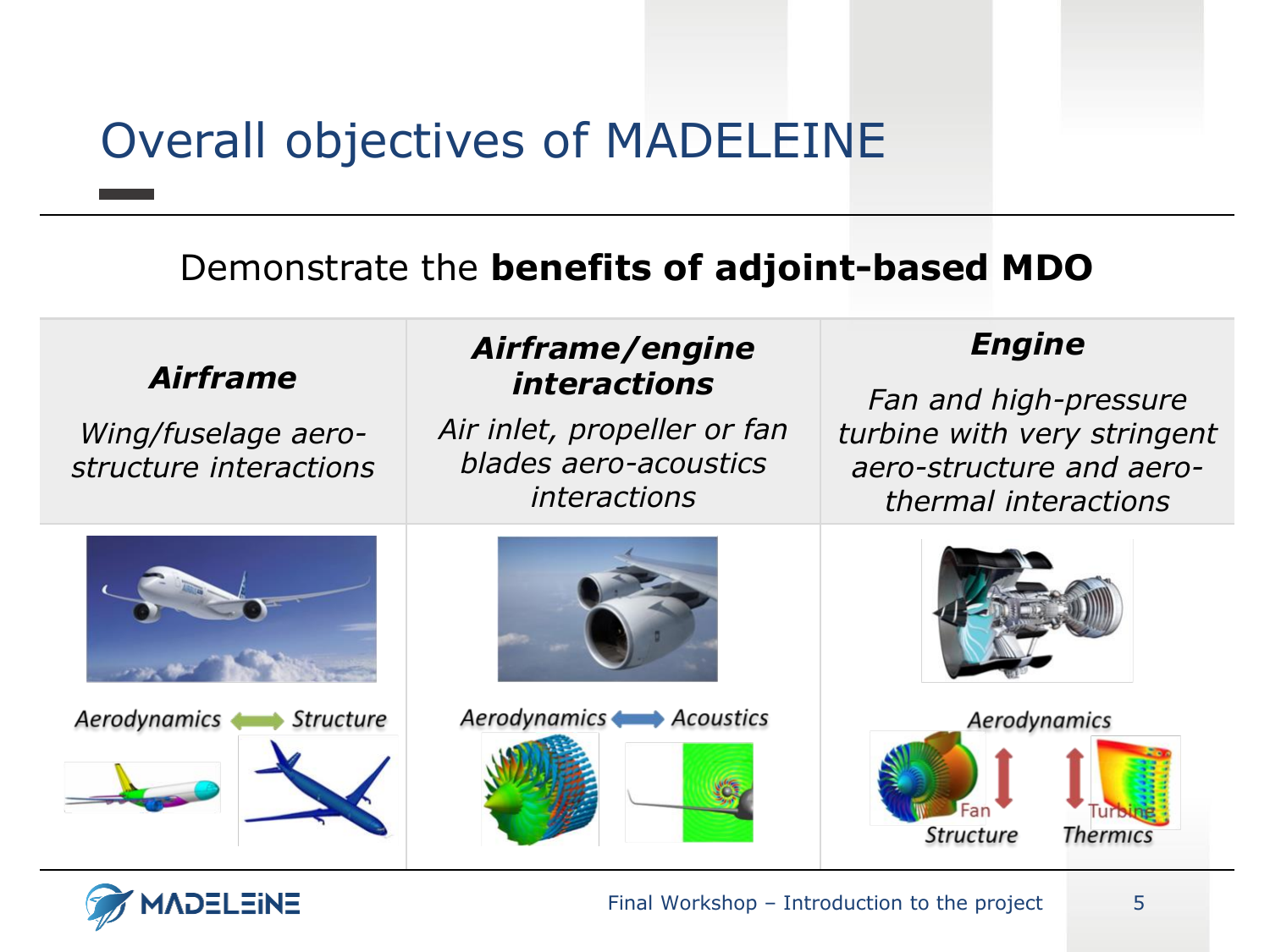# Overall objectives of MADELEINE

Demonstrate the **benefits of adjoint-based MDO**

| ***Airframe*** | ***Airframe/engine interactions*** | ***Engine*** |
| --- | --- | --- |
| *Wing/fuselage aero-structure interactions* | *Air inlet, propeller or fan blades aero-acoustics interactions* | *Fan and high-pressure turbine with very stringent aero-structure and aero-thermal interactions* |
| *Aerodynamics ⟷ Structure* | *Aerodynamics ⟷ Acoustics* | *Aerodynamics* / Fan *Structure* / Turbine *Thermics* |

Final Workshop – Introduction to the project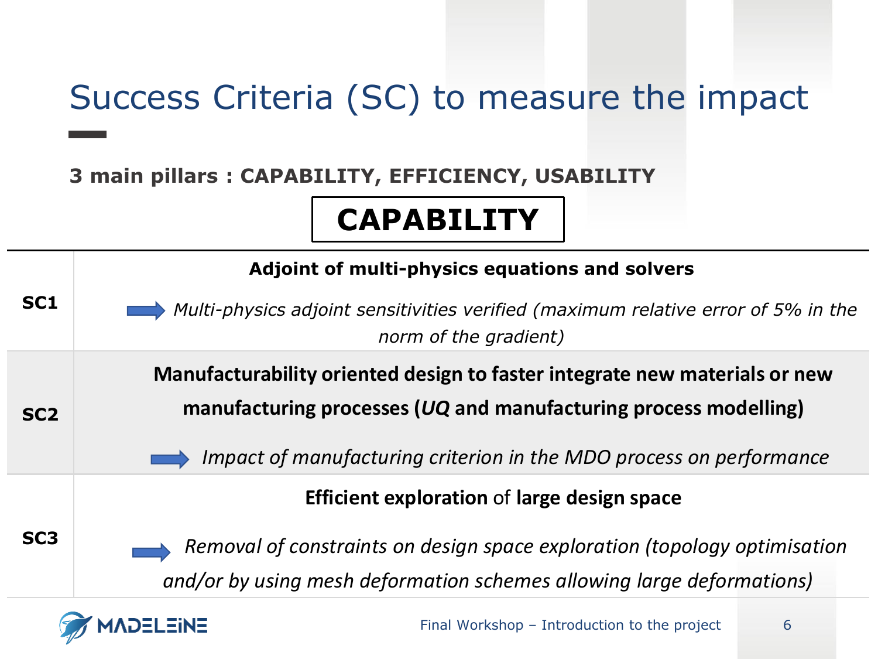# Success Criteria (SC) to measure the impact

**3 main pillars : CAPABILITY, EFFICIENCY, USABILITY**

## CAPABILITY

| | |
|---|---|
| **SC1** | **Adjoint of multi-physics equations and solvers**<br>➡ *Multi-physics adjoint sensitivities verified (maximum relative error of 5% in the norm of the gradient)* |
| **SC2** | **Manufacturability oriented design to faster integrate new materials or new manufacturing processes (*UQ* and manufacturing process modelling)**<br>➡ *Impact of manufacturing criterion in the MDO process on performance* |
| **SC3** | **Efficient exploration** of **large design space**<br>➡ *Removal of constraints on design space exploration (topology optimisation and/or by using mesh deformation schemes allowing large deformations)* |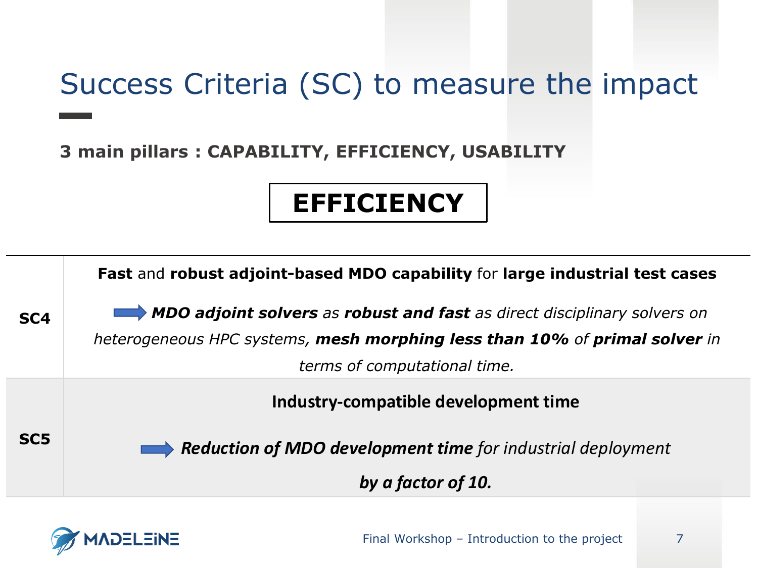# Success Criteria (SC) to measure the impact

**3 main pillars : CAPABILITY, EFFICIENCY, USABILITY**

## EFFICIENCY

| | |
|---|---|
| **SC4** | **Fast** and **robust adjoint-based MDO capability** for **large industrial test cases**<br><br>➡ ***MDO adjoint solvers*** *as* ***robust and fast*** *as direct disciplinary solvers on heterogeneous HPC systems,* ***mesh morphing less than 10%*** *of* ***primal solver*** *in terms of computational time.* |
| **SC5** | **Industry-compatible development time**<br><br>➡ ***Reduction of MDO development time*** *for industrial deployment* ***by a factor of 10.*** |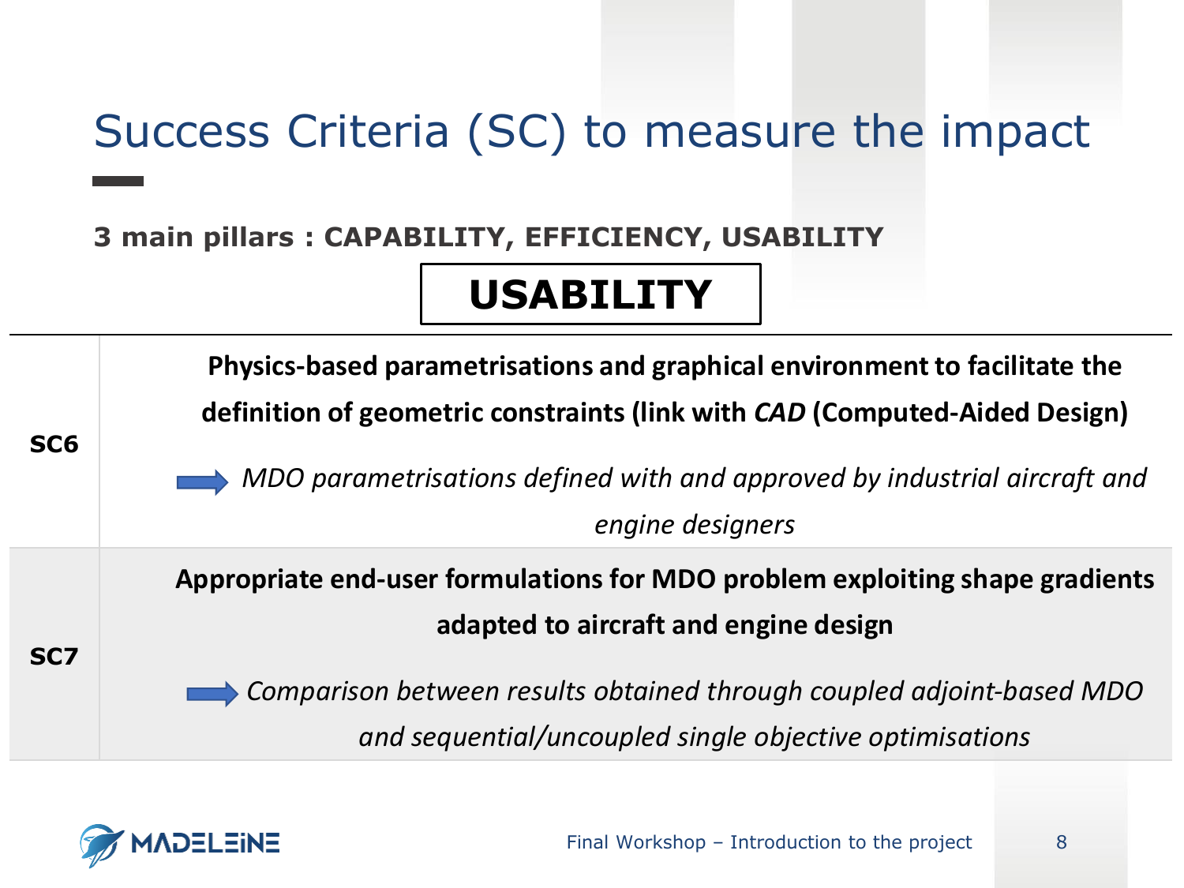# Success Criteria (SC) to measure the impact

**3 main pillars : CAPABILITY, EFFICIENCY, USABILITY**

## USABILITY

| | |
|---|---|
| **SC6** | **Physics-based parametrisations and graphical environment to facilitate the definition of geometric constraints (link with *CAD* (Computed-Aided Design)**<br><br>➡ *MDO parametrisations defined with and approved by industrial aircraft and engine designers* |
| **SC7** | **Appropriate end-user formulations for MDO problem exploiting shape gradients adapted to aircraft and engine design**<br><br>➡ *Comparison between results obtained through coupled adjoint-based MDO and sequential/uncoupled single objective optimisations* |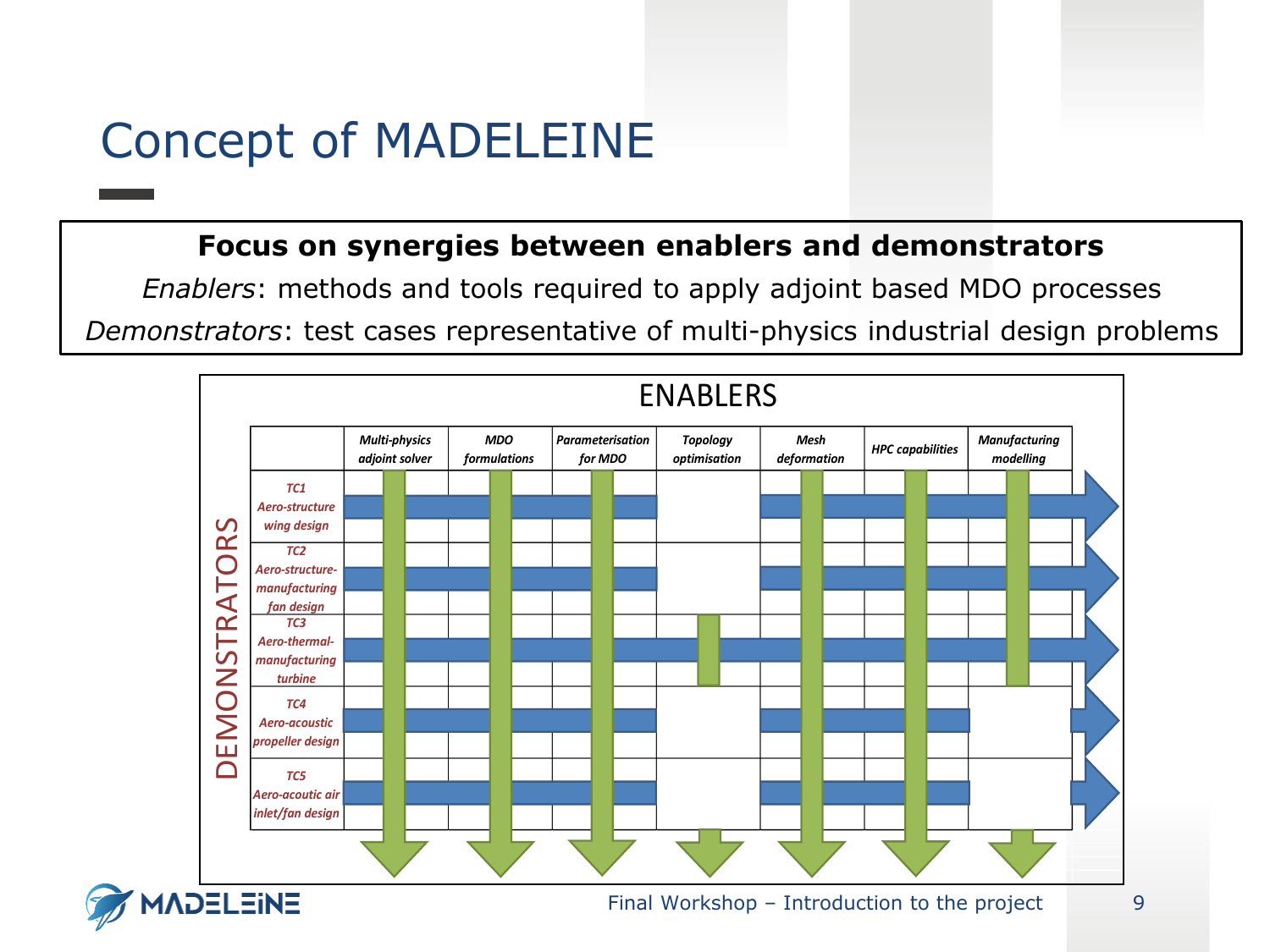# Concept of MADELEINE

**Focus on synergies between enablers and demonstrators**

*Enablers*: methods and tools required to apply adjoint based MDO processes

*Demonstrators*: test cases representative of multi-physics industrial design problems

ENABLERS

| DEMONSTRATORS | *Multi-physics adjoint solver* | *MDO formulations* | *Parameterisation for MDO* | *Topology optimisation* | *Mesh deformation* | *HPC capabilities* | *Manufacturing modelling* |
|---|---|---|---|---|---|---|---|
| *TC1 Aero-structure wing design* | X | X | X | | X | X | X |
| *TC2 Aero-structure-manufacturing fan design* | X | X | X | | X | X | X |
| *TC3 Aero-thermal-manufacturing turbine* | X | X | X | X | X | X | X |
| *TC4 Aero-acoustic propeller design* | X | X | X | | X | X | |
| *TC5 Aero-acoutic air inlet/fan design* | X | X | X | | X | X | |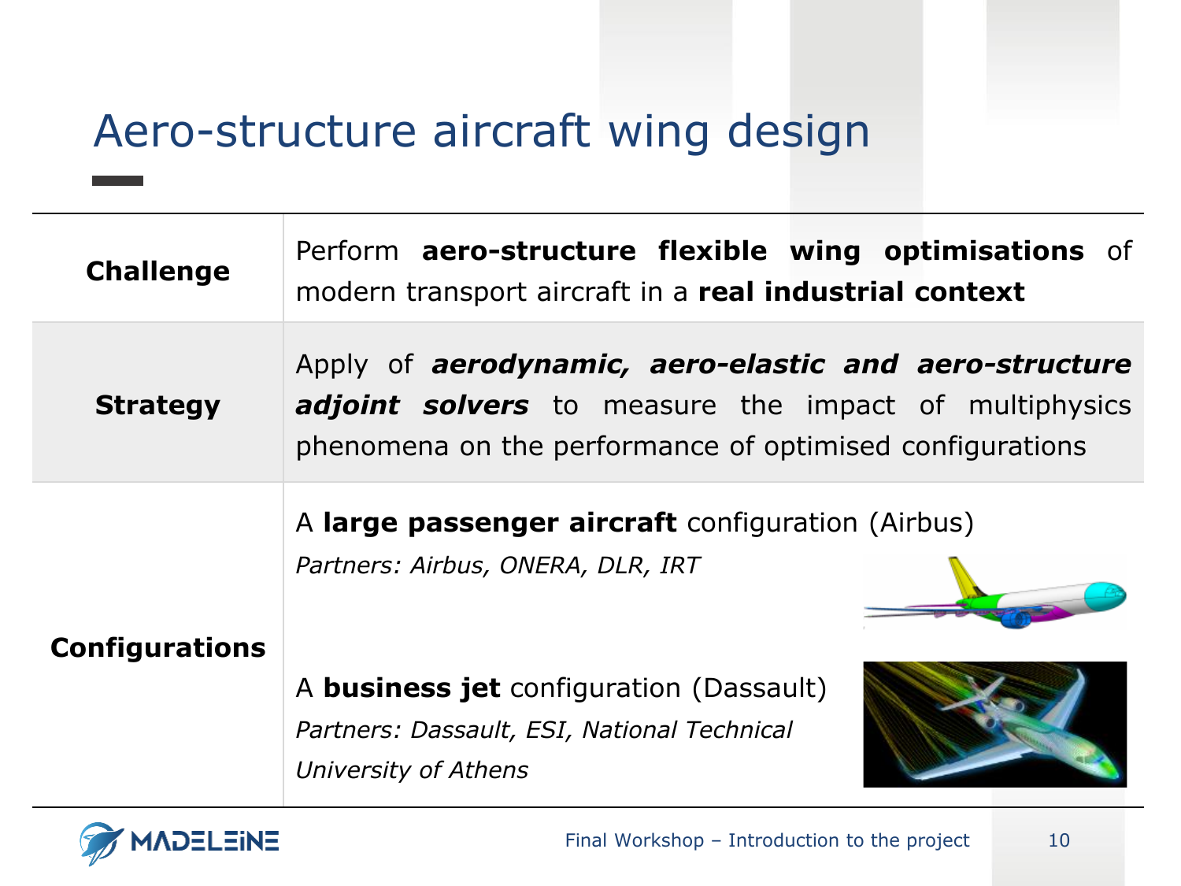# Aero-structure aircraft wing design

| | |
|---|---|
| **Challenge** | Perform **aero-structure flexible wing optimisations** of modern transport aircraft in a **real industrial context** |
| **Strategy** | Apply of ***aerodynamic, aero-elastic and aero-structure adjoint solvers*** to measure the impact of multiphysics phenomena on the performance of optimised configurations |
| **Configurations** | A **large passenger aircraft** configuration (Airbus)<br>*Partners: Airbus, ONERA, DLR, IRT*<br><br>A **business jet** configuration (Dassault)<br>*Partners: Dassault, ESI, National Technical University of Athens* |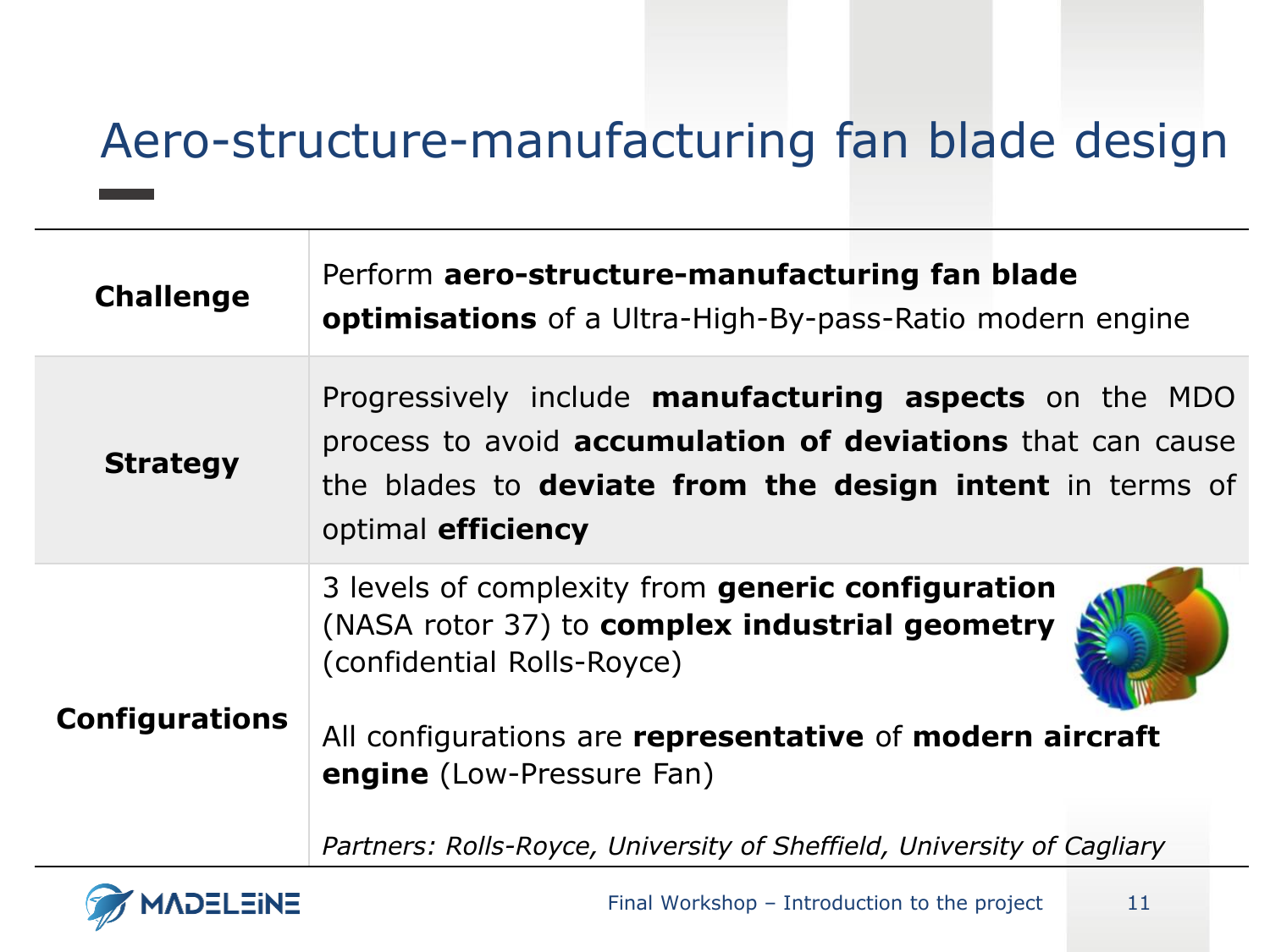# Aero-structure-manufacturing fan blade design

| | |
|---|---|
| **Challenge** | Perform **aero-structure-manufacturing fan blade optimisations** of a Ultra-High-By-pass-Ratio modern engine |
| **Strategy** | Progressively include **manufacturing aspects** on the MDO process to avoid **accumulation of deviations** that can cause the blades to **deviate from the design intent** in terms of optimal **efficiency** |
| **Configurations** | 3 levels of complexity from **generic configuration** (NASA rotor 37) to **complex industrial geometry** (confidential Rolls-Royce)<br><br>All configurations are **representative** of **modern aircraft engine** (Low-Pressure Fan)<br><br>*Partners: Rolls-Royce, University of Sheffield, University of Cagliary* |

Final Workshop – Introduction to the project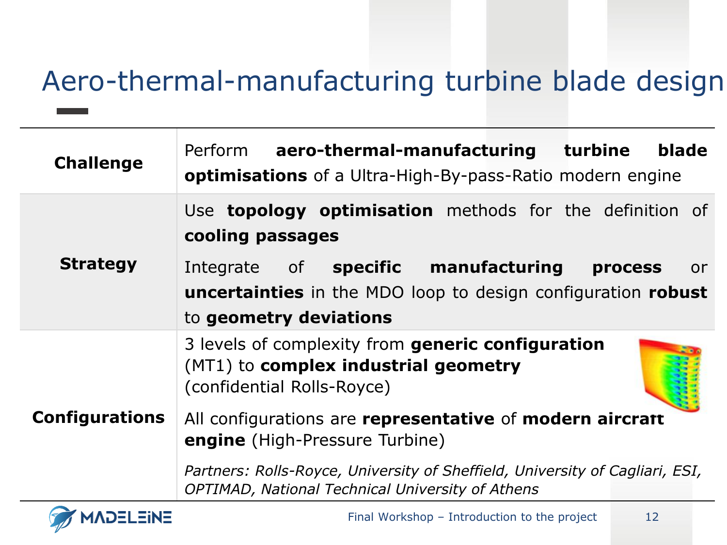# Aero-thermal-manufacturing turbine blade design

| | |
|---|---|
| **Challenge** | Perform **aero-thermal-manufacturing turbine blade optimisations** of a Ultra-High-By-pass-Ratio modern engine |
| **Strategy** | Use **topology optimisation** methods for the definition of **cooling passages**<br><br>Integrate of **specific manufacturing process** or **uncertainties** in the MDO loop to design configuration **robust** to **geometry deviations** |
| **Configurations** | 3 levels of complexity from **generic configuration** (MT1) to **complex industrial geometry** (confidential Rolls-Royce)<br><br>All configurations are **representative** of **modern aircraft engine** (High-Pressure Turbine)<br><br>*Partners: Rolls-Royce, University of Sheffield, University of Cagliari, ESI, OPTIMAD, National Technical University of Athens* |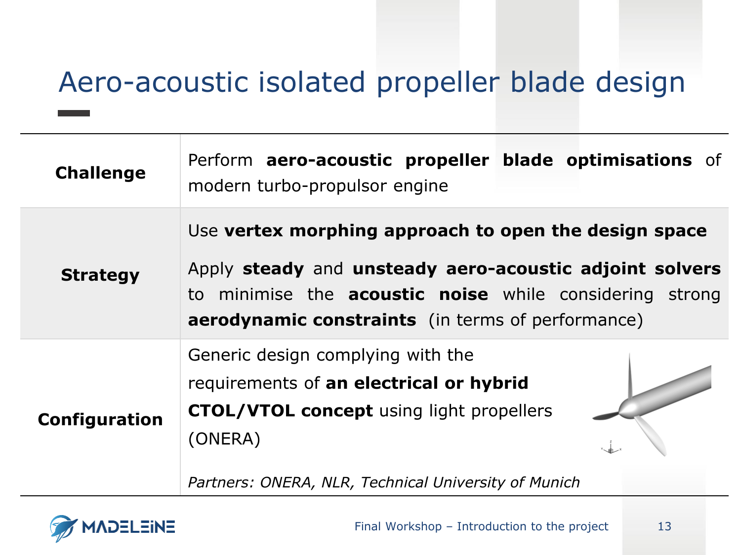# Aero-acoustic isolated propeller blade design

| | |
|---|---|
| **Challenge** | Perform **aero-acoustic propeller blade optimisations** of modern turbo-propulsor engine |
| **Strategy** | Use **vertex morphing approach to open the design space**<br><br>Apply **steady** and **unsteady aero-acoustic adjoint solvers** to minimise the **acoustic noise** while considering strong **aerodynamic constraints** (in terms of performance) |
| **Configuration** | Generic design complying with the requirements of **an electrical or hybrid CTOL/VTOL concept** using light propellers (ONERA)<br><br>*Partners: ONERA, NLR, Technical University of Munich* |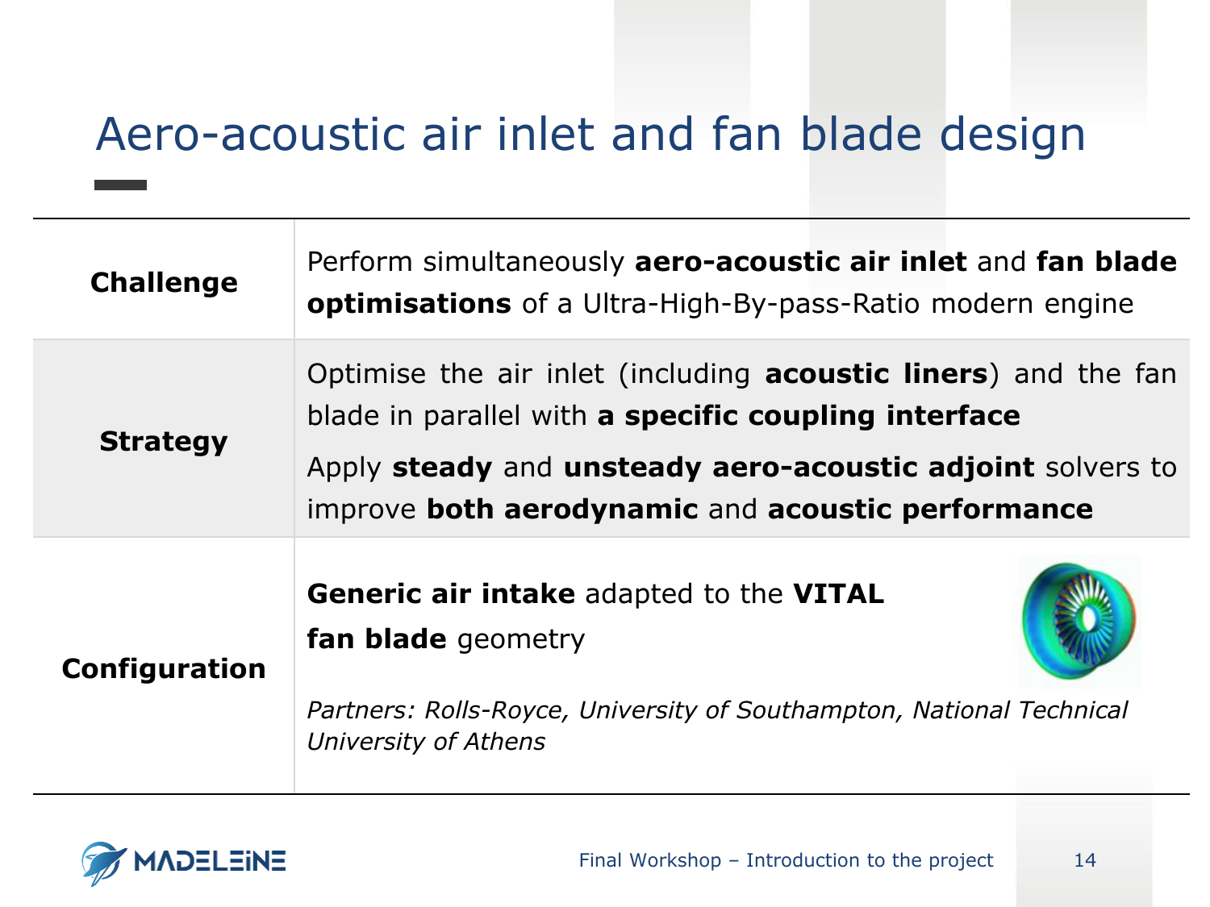# Aero-acoustic air inlet and fan blade design

| | |
|---|---|
| **Challenge** | Perform simultaneously **aero-acoustic air inlet** and **fan blade optimisations** of a Ultra-High-By-pass-Ratio modern engine |
| **Strategy** | Optimise the air inlet (including **acoustic liners**) and the fan blade in parallel with **a specific coupling interface**<br>Apply **steady** and **unsteady aero-acoustic adjoint** solvers to improve **both aerodynamic** and **acoustic performance** |
| **Configuration** | **Generic air intake** adapted to the **VITAL fan blade** geometry<br>*Partners: Rolls-Royce, University of Southampton, National Technical University of Athens* |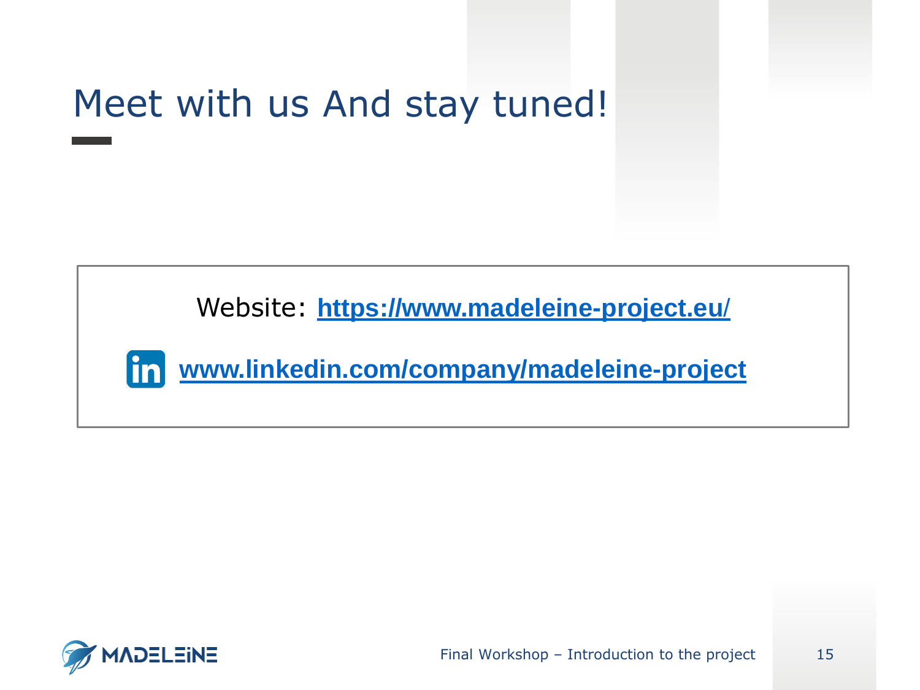# Meet with us And stay tuned!

Website: [https://www.madeleine-project.eu/](https://www.madeleine-project.eu/)

[www.linkedin.com/company/madeleine-project](https://www.linkedin.com/company/madeleine-project)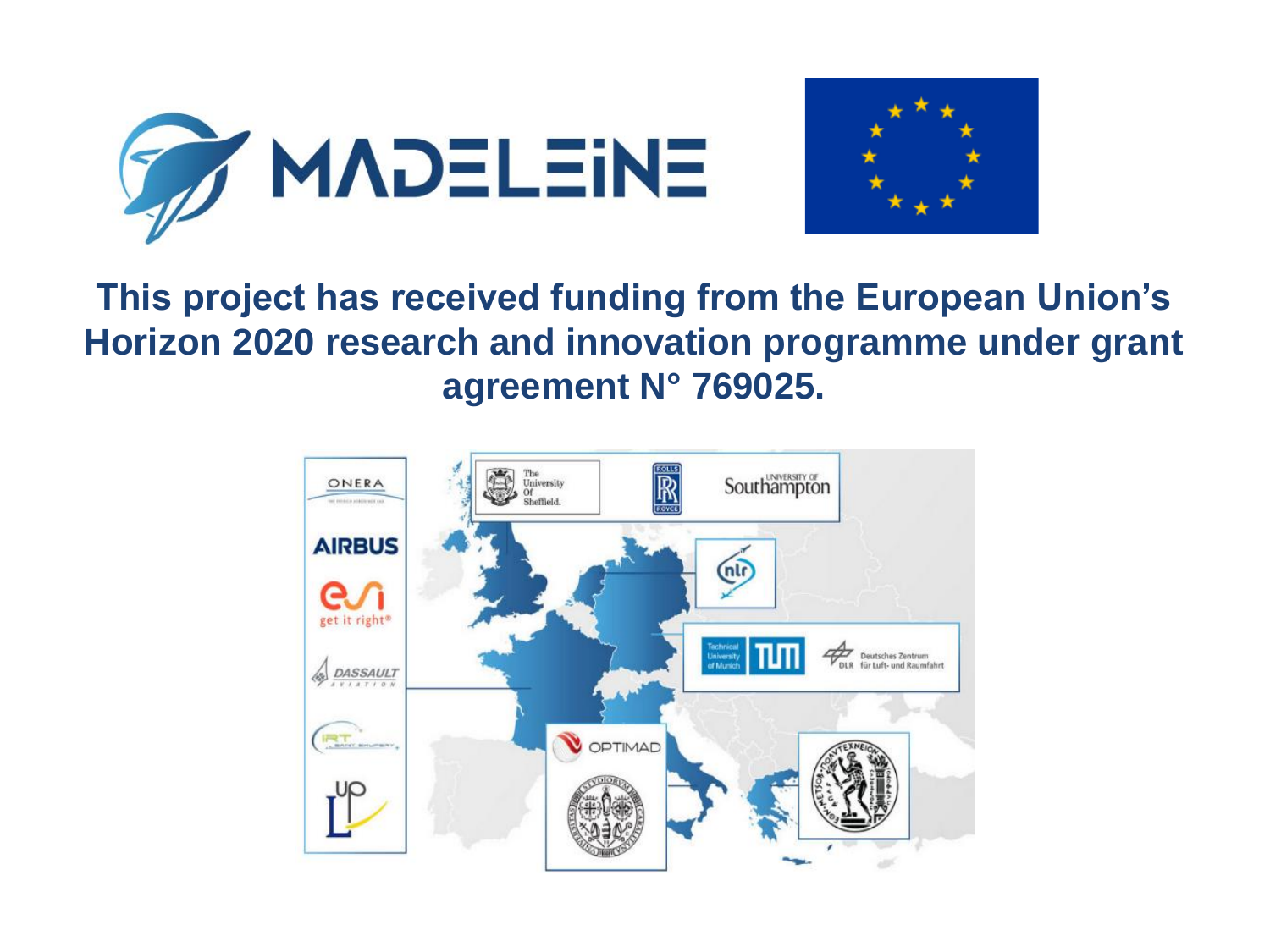MADELEINE

**This project has received funding from the European Union's Horizon 2020 research and innovation programme under grant agreement N° 769025.**

ONERA

AIRBUS

esi get it right®

DASSAULT AVIATION

IRT

The University Of Sheffield.

ROLLS ROYCE

UNIVERSITY OF Southampton

nlr

Technical University of Munich

TUM

DLR Deutsches Zentrum für Luft- und Raumfahrt

OPTIMAD